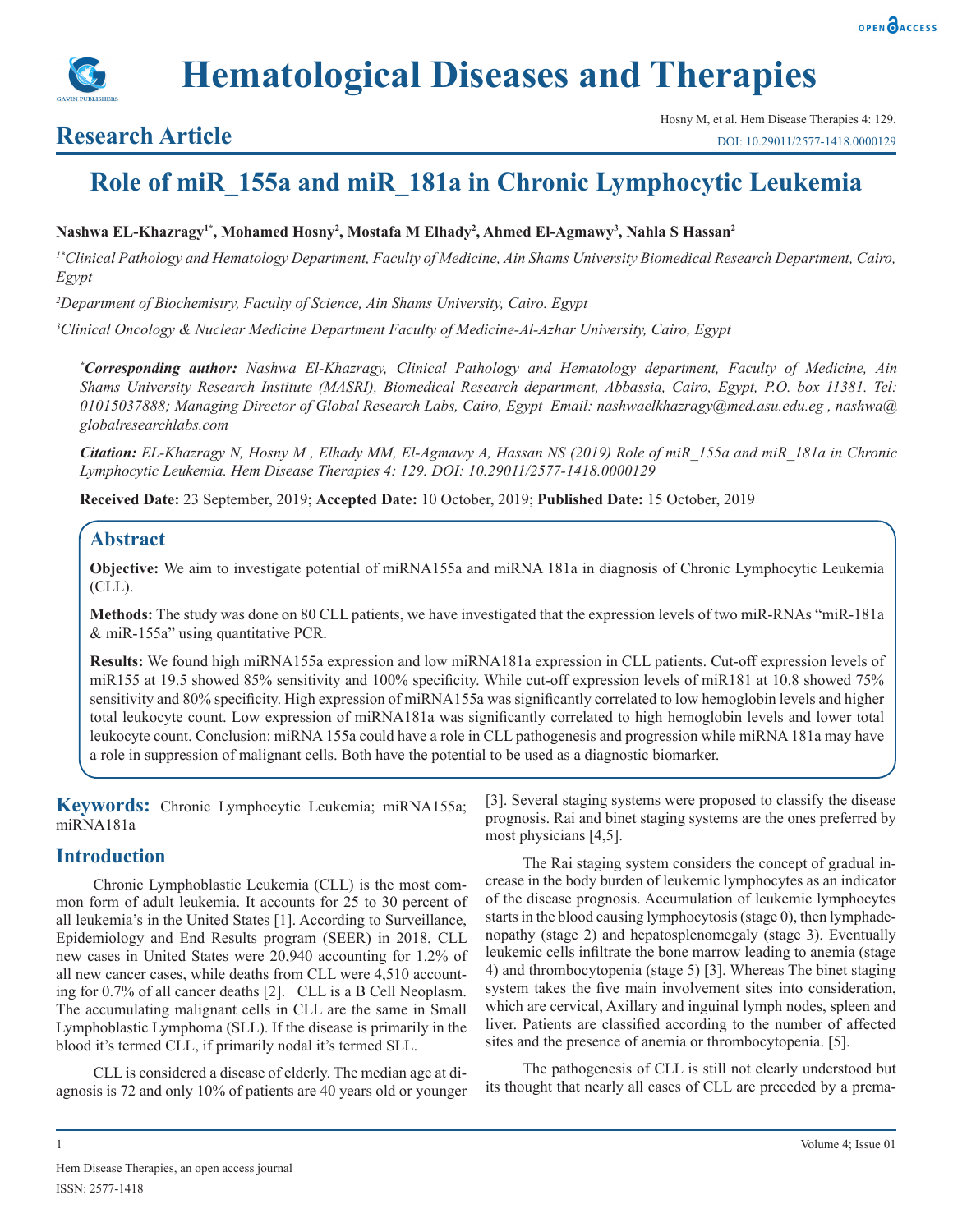# Hematological Diseases and Therapies

## Research Article

# Role of miR_155a and miR_181a in Chronic Lymphocytic Leukemia

**Nashwa EL-Khazragy[1*], Mohamed Hosny[2], Mostafa M Elhady[2], Ahmed El-Agmawy[3], Nahla S Hassan[2]**

*[1*]Clinical Pathology and Hematology Department, Faculty of Medicine, Ain Shams University Biomedical Research Department, Cairo, Egypt*

*[2]Department of Biochemistry, Faculty of Science, Ain Shams University, Cairo. Egypt*

*[3]Clinical Oncology & Nuclear Medicine Department Faculty of Medicine-Al-Azhar University, Cairo, Egypt*

***Corresponding author:** Nashwa El-Khazragy, Clinical Pathology and Hematology department, Faculty of Medicine, Ain Shams University Research Institute (MASRI), Biomedical Research department, Abbassia, Cairo, Egypt, P.O. box 11381. Tel: 01015037888; Managing Director of Global Research Labs, Cairo, Egypt Email: nashwaelkhazragy@med.asu.edu.eg , nashwa@globalresearchlabs.com*

***Citation:** EL-Khazragy N, Hosny M , Elhady MM, El-Agmawy A, Hassan NS (2019) Role of miR_155a and miR_181a in Chronic Lymphocytic Leukemia. Hem Disease Therapies 4: 129. DOI: 10.29011/2577-1418.0000129*

**Received Date:** 23 September, 2019; **Accepted Date:** 10 October, 2019; **Published Date:** 15 October, 2019

## Abstract

**Objective:** We aim to investigate potential of miRNA155a and miRNA 181a in diagnosis of Chronic Lymphocytic Leukemia (CLL).

**Methods:** The study was done on 80 CLL patients, we have investigated that the expression levels of two miR-RNAs "miR-181a & miR-155a" using quantitative PCR.

**Results:** We found high miRNA155a expression and low miRNA181a expression in CLL patients. Cut-off expression levels of miR155 at 19.5 showed 85% sensitivity and 100% specificity. While cut-off expression levels of miR181 at 10.8 showed 75% sensitivity and 80% specificity. High expression of miRNA155a was significantly correlated to low hemoglobin levels and higher total leukocyte count. Low expression of miRNA181a was significantly correlated to high hemoglobin levels and lower total leukocyte count. Conclusion: miRNA 155a could have a role in CLL pathogenesis and progression while miRNA 181a may have a role in suppression of malignant cells. Both have the potential to be used as a diagnostic biomarker.

**Keywords:** Chronic Lymphocytic Leukemia; miRNA155a; miRNA181a

## Introduction

Chronic Lymphoblastic Leukemia (CLL) is the most common form of adult leukemia. It accounts for 25 to 30 percent of all leukemia's in the United States [1]. According to Surveillance, Epidemiology and End Results program (SEER) in 2018, CLL new cases in United States were 20,940 accounting for 1.2% of all new cancer cases, while deaths from CLL were 4,510 accounting for 0.7% of all cancer deaths [2]. CLL is a B Cell Neoplasm. The accumulating malignant cells in CLL are the same in Small Lymphoblastic Lymphoma (SLL). If the disease is primarily in the blood it's termed CLL, if primarily nodal it's termed SLL.

CLL is considered a disease of elderly. The median age at diagnosis is 72 and only 10% of patients are 40 years old or younger [3]. Several staging systems were proposed to classify the disease prognosis. Rai and binet staging systems are the ones preferred by most physicians [4,5].

The Rai staging system considers the concept of gradual increase in the body burden of leukemic lymphocytes as an indicator of the disease prognosis. Accumulation of leukemic lymphocytes starts in the blood causing lymphocytosis (stage 0), then lymphadenopathy (stage 2) and hepatosplenomegaly (stage 3). Eventually leukemic cells infiltrate the bone marrow leading to anemia (stage 4) and thrombocytopenia (stage 5) [3]. Whereas The binet staging system takes the five main involvement sites into consideration, which are cervical, Axillary and inguinal lymph nodes, spleen and liver. Patients are classified according to the number of affected sites and the presence of anemia or thrombocytopenia. [5].

The pathogenesis of CLL is still not clearly understood but its thought that nearly all cases of CLL are preceded by a prema-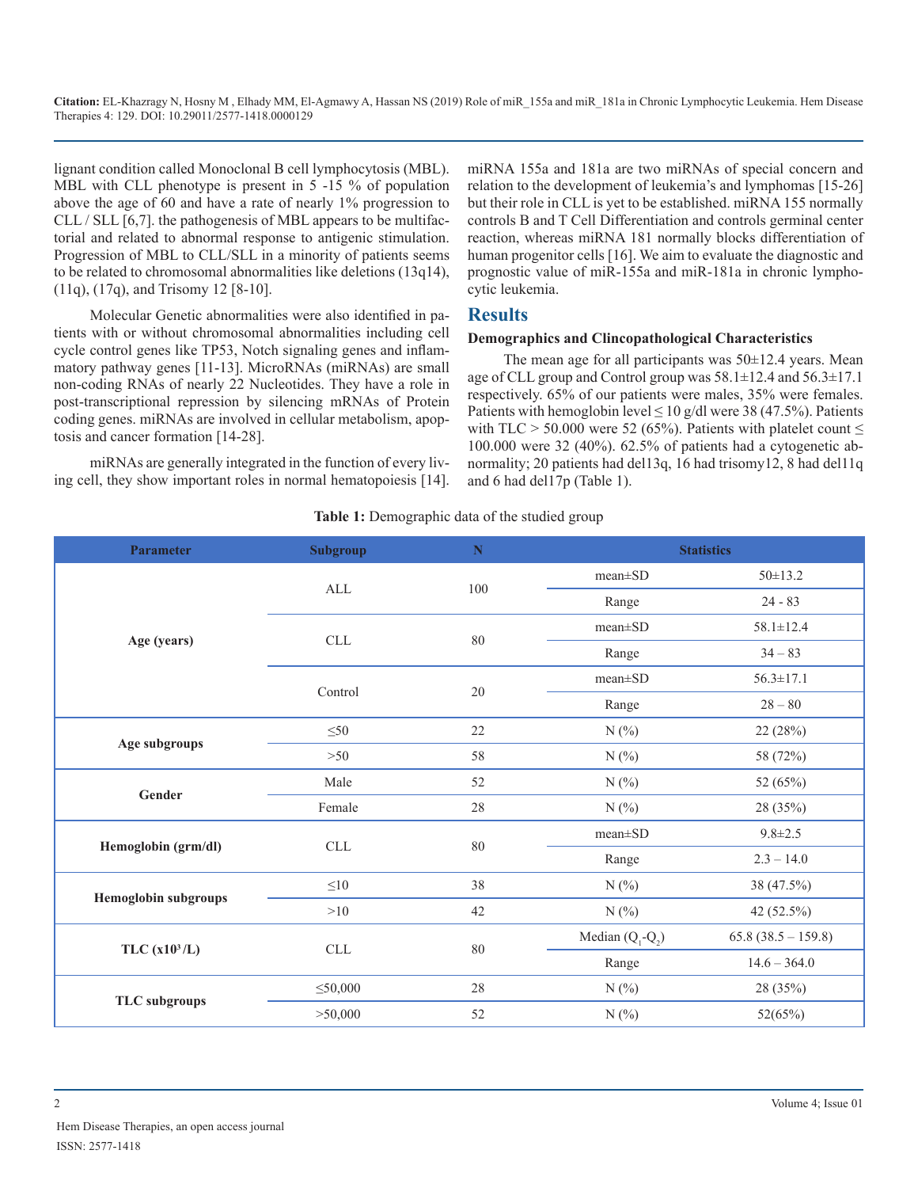lignant condition called Monoclonal B cell lymphocytosis (MBL). MBL with CLL phenotype is present in 5 -15 % of population above the age of 60 and have a rate of nearly 1% progression to CLL / SLL [6,7]. the pathogenesis of MBL appears to be multifactorial and related to abnormal response to antigenic stimulation. Progression of MBL to CLL/SLL in a minority of patients seems to be related to chromosomal abnormalities like deletions (13q14), (11q), (17q), and Trisomy 12 [8-10].

Molecular Genetic abnormalities were also identified in patients with or without chromosomal abnormalities including cell cycle control genes like TP53, Notch signaling genes and inflammatory pathway genes [11-13]. MicroRNAs (miRNAs) are small non-coding RNAs of nearly 22 Nucleotides. They have a role in post-transcriptional repression by silencing mRNAs of Protein coding genes. miRNAs are involved in cellular metabolism, apoptosis and cancer formation [14-28].

miRNAs are generally integrated in the function of every living cell, they show important roles in normal hematopoiesis [14]. miRNA 155a and 181a are two miRNAs of special concern and relation to the development of leukemia's and lymphomas [15-26] but their role in CLL is yet to be established. miRNA 155 normally controls B and T Cell Differentiation and controls germinal center reaction, whereas miRNA 181 normally blocks differentiation of human progenitor cells [16]. We aim to evaluate the diagnostic and prognostic value of miR-155a and miR-181a in chronic lymphocytic leukemia.

## Results

### Demographics and Clincopathological Characteristics

The mean age for all participants was 50±12.4 years. Mean age of CLL group and Control group was 58.1±12.4 and 56.3±17.1 respectively. 65% of our patients were males, 35% were females. Patients with hemoglobin level ≤ 10 g/dl were 38 (47.5%). Patients with TLC > 50.000 were 52 (65%). Patients with platelet count ≤ 100.000 were 32 (40%). 62.5% of patients had a cytogenetic abnormality; 20 patients had del13q, 16 had trisomy12, 8 had del11q and 6 had del17p (Table 1).

**Table 1:** Demographic data of the studied group

| Parameter | Subgroup | N | Statistics | |
|---|---|---|---|---|
| Age (years) | ALL | 100 | mean±SD | 50±13.2 |
| | | | Range | 24 - 83 |
| | CLL | 80 | mean±SD | 58.1±12.4 |
| | | | Range | 34 – 83 |
| | Control | 20 | mean±SD | 56.3±17.1 |
| | | | Range | 28 – 80 |
| Age subgroups | ≤50 | 22 | N (%) | 22 (28%) |
| | >50 | 58 | N (%) | 58 (72%) |
| Gender | Male | 52 | N (%) | 52 (65%) |
| | Female | 28 | N (%) | 28 (35%) |
| Hemoglobin (grm/dl) | CLL | 80 | mean±SD | 9.8±2.5 |
| | | | Range | 2.3 – 14.0 |
| Hemoglobin subgroups | ≤10 | 38 | N (%) | 38 (47.5%) |
| | >10 | 42 | N (%) | 42 (52.5%) |
| TLC ($x10^3$/L) | CLL | 80 | Median ($Q_1$-$Q_2$) | 65.8 (38.5 – 159.8) |
| | | | Range | 14.6 – 364.0 |
| TLC subgroups | ≤50,000 | 28 | N (%) | 28 (35%) |
| | >50,000 | 52 | N (%) | 52(65%) |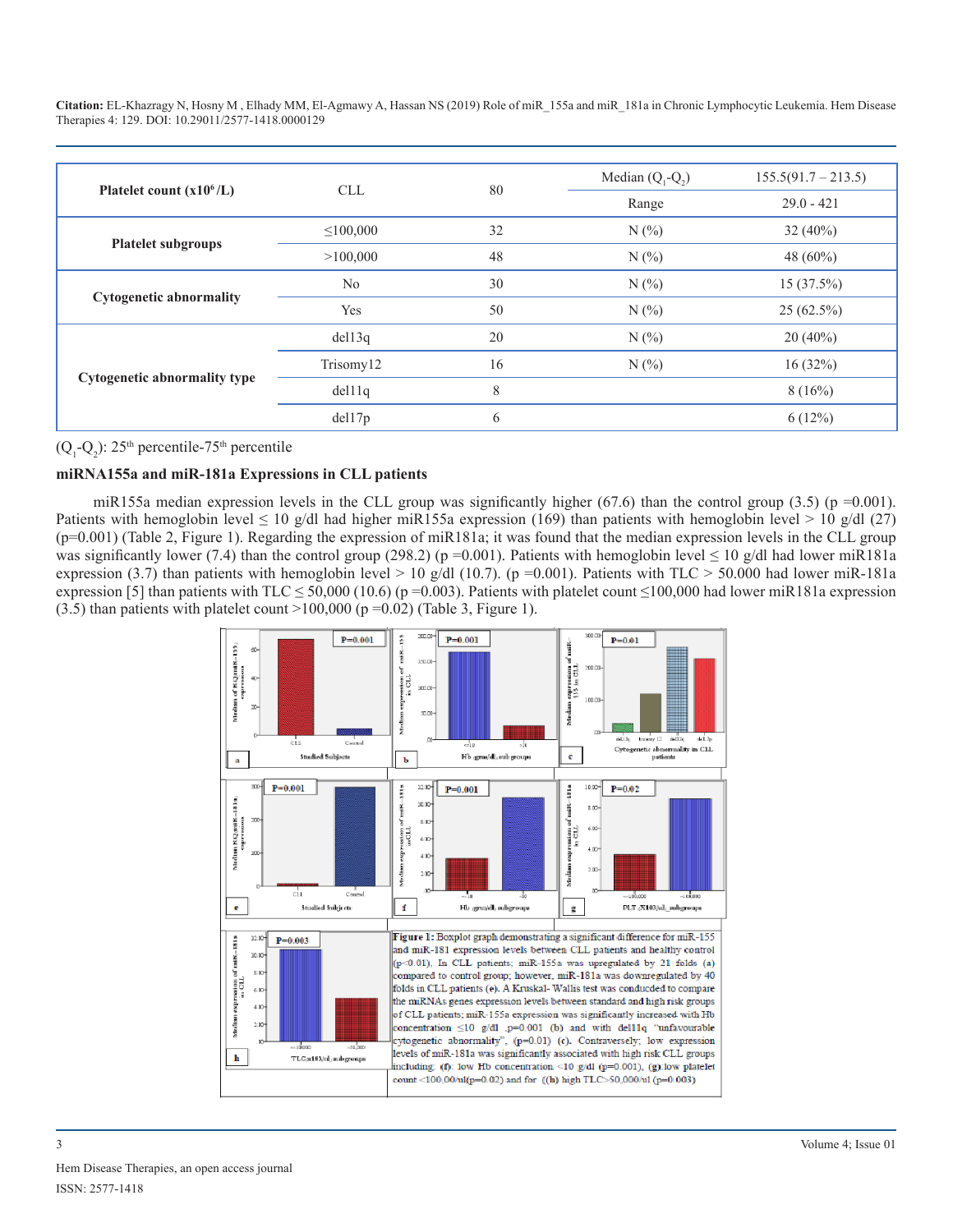| Platelet count ($x10^6$/L) | CLL | 80 | Median ($Q_1$-$Q_2$) | 155.5(91.7 – 213.5) |
|---|---|---|---|---|
| | | | Range | 29.0 - 421 |
| Platelet subgroups | ≤100,000 | 32 | N (%) | 32 (40%) |
| | >100,000 | 48 | N (%) | 48 (60%) |
| Cytogenetic abnormality | No | 30 | N (%) | 15 (37.5%) |
| | Yes | 50 | N (%) | 25 (62.5%) |
| Cytogenetic abnormality type | del13q | 20 | N (%) | 20 (40%) |
| | Trisomy12 | 16 | N (%) | 16 (32%) |
| | del11q | 8 | | 8 (16%) |
| | del17p | 6 | | 6 (12%) |

($Q_1$-$Q_2$): 25th percentile-75th percentile

**miRNA155a and miR-181a Expressions in CLL patients**

miR155a median expression levels in the CLL group was significantly higher (67.6) than the control group (3.5) (p =0.001). Patients with hemoglobin level ≤ 10 g/dl had higher miR155a expression (169) than patients with hemoglobin level > 10 g/dl (27) (p=0.001) (Table 2, Figure 1). Regarding the expression of miR181a; it was found that the median expression levels in the CLL group was significantly lower (7.4) than the control group (298.2) (p =0.001). Patients with hemoglobin level ≤ 10 g/dl had lower miR181a expression (3.7) than patients with hemoglobin level > 10 g/dl (10.7). (p =0.001). Patients with TLC > 50.000 had lower miR-181a expression [5] than patients with TLC ≤ 50,000 (10.6) (p =0.003). Patients with platelet count ≤100,000 had lower miR181a expression (3.5) than patients with platelet count >100,000 (p =0.02) (Table 3, Figure 1).

**Figure 1:** Boxplot graph demonstrating a significant difference for miR-155 and miR-181 expression levels between CLL patients and healthy control (p<0.01). In CLL patients; miR-155a was upregulated by 21 folds (a) compared to control group; however, miR-181a was downregulated by 40 folds in CLL patients (e). A Kruskal- Wallis test was conducted to compare the miRNAs genes expression levels between standard and high risk groups of CLL patients; miR-155a expression was significantly increased with Hb concentration ≤10 g/dl ,p=0.001 (b) and with del11q "unfavourable cytogenetic abnormality", (p=0.01) (c). Contraversely; low expression levels of miR-181a was significantly associated with high risk CLL groups including; (f): low Hb concentration <10 g/dl (p=0.001), (g):low platelet count <100,00/ul(p=0.02) and for ((h) high TLC>50,000/ul (p=0.003)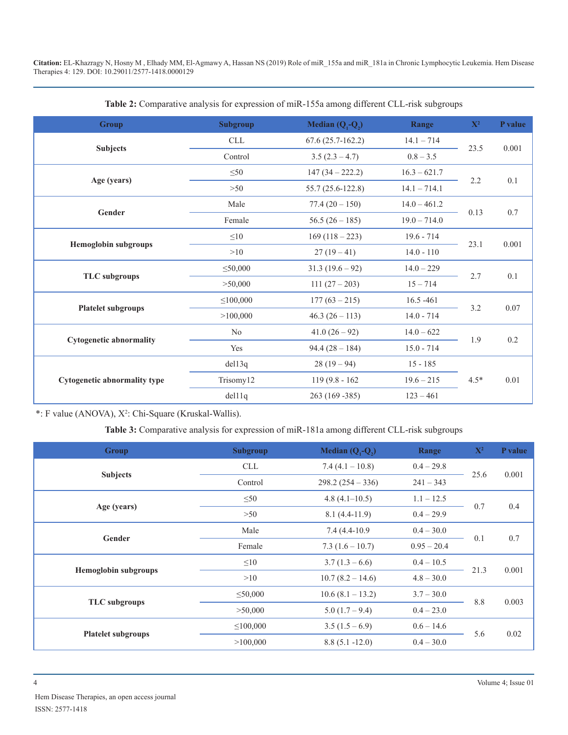**Citation:** EL-Khazragy N, Hosny M , Elhady MM, El-Agmawy A, Hassan NS (2019) Role of miR_155a and miR_181a in Chronic Lymphocytic Leukemia. Hem Disease Therapies 4: 129. DOI: 10.29011/2577-1418.0000129

**Table 2:** Comparative analysis for expression of miR-155a among different CLL-risk subgroups

| Group | Subgroup | Median ($Q_1$-$Q_2$) | Range | $X^2$ | P value |
|---|---|---|---|---|---|
| Subjects | CLL | 67.6 (25.7-162.2) | 14.1 – 714 | 23.5 | 0.001 |
| | Control | 3.5 (2.3 – 4.7) | 0.8 – 3.5 | | |
| Age (years) | ≤50 | 147 (34 – 222.2) | 16.3 – 621.7 | 2.2 | 0.1 |
| | >50 | 55.7 (25.6-122.8) | 14.1 – 714.1 | | |
| Gender | Male | 77.4 (20 – 150) | 14.0 – 461.2 | 0.13 | 0.7 |
| | Female | 56.5 (26 – 185) | 19.0 – 714.0 | | |
| Hemoglobin subgroups | ≤10 | 169 (118 – 223) | 19.6 - 714 | 23.1 | 0.001 |
| | >10 | 27 (19 – 41) | 14.0 - 110 | | |
| TLC subgroups | ≤50,000 | 31.3 (19.6 – 92) | 14.0 – 229 | 2.7 | 0.1 |
| | >50,000 | 111 (27 – 203) | 15 – 714 | | |
| Platelet subgroups | ≤100,000 | 177 (63 – 215) | 16.5 -461 | 3.2 | 0.07 |
| | >100,000 | 46.3 (26 – 113) | 14.0 - 714 | | |
| Cytogenetic abnormality | No | 41.0 (26 – 92) | 14.0 – 622 | 1.9 | 0.2 |
| | Yes | 94.4 (28 – 184) | 15.0 - 714 | | |
| Cytogenetic abnormality type | del13q | 28 (19 – 94) | 15 - 185 | 4.5* | 0.01 |
| | Trisomy12 | 119 (9.8 - 162 | 19.6 – 215 | | |
| | del11q | 263 (169 -385) | 123 – 461 | | |

*: F value (ANOVA), $X^2$: Chi-Square (Kruskal-Wallis).

**Table 3:** Comparative analysis for expression of miR-181a among different CLL-risk subgroups

| Group | Subgroup | Median ($Q_1$-$Q_2$) | Range | $X^2$ | P value |
|---|---|---|---|---|---|
| Subjects | CLL | 7.4 (4.1 – 10.8) | 0.4 – 29.8 | 25.6 | 0.001 |
| | Control | 298.2 (254 – 336) | 241 – 343 | | |
| Age (years) | ≤50 | 4.8 (4.1–10.5) | 1.1 – 12.5 | 0.7 | 0.4 |
| | >50 | 8.1 (4.4-11.9) | 0.4 – 29.9 | | |
| Gender | Male | 7.4 (4.4-10.9 | 0.4 – 30.0 | 0.1 | 0.7 |
| | Female | 7.3 (1.6 – 10.7) | 0.95 – 20.4 | | |
| Hemoglobin subgroups | ≤10 | 3.7 (1.3 – 6.6) | 0.4 – 10.5 | 21.3 | 0.001 |
| | >10 | 10.7 (8.2 – 14.6) | 4.8 – 30.0 | | |
| TLC subgroups | ≤50,000 | 10.6 (8.1 – 13.2) | 3.7 – 30.0 | 8.8 | 0.003 |
| | >50,000 | 5.0 (1.7 – 9.4) | 0.4 – 23.0 | | |
| Platelet subgroups | ≤100,000 | 3.5 (1.5 – 6.9) | 0.6 – 14.6 | 5.6 | 0.02 |
| | >100,000 | 8.8 (5.1 -12.0) | 0.4 – 30.0 | | |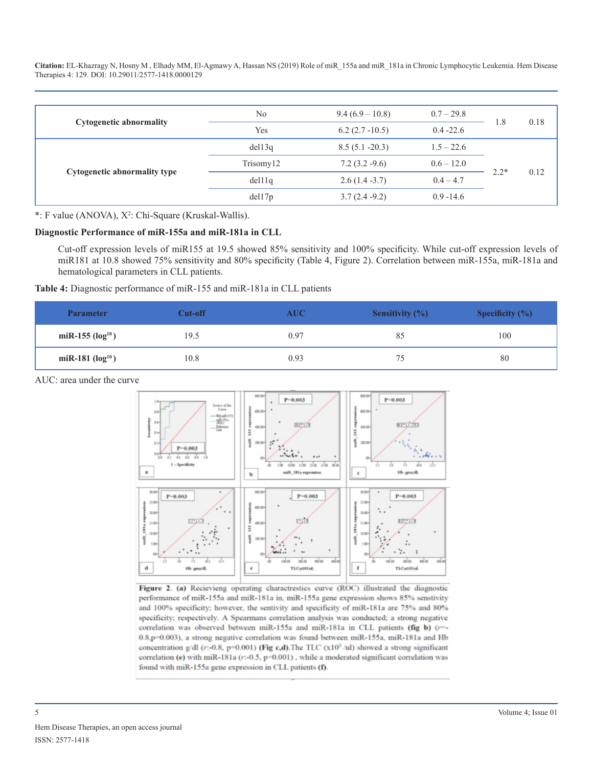| Cytogenetic abnormality | No | 9.4 (6.9 – 10.8) | 0.7 – 29.8 | 1.8 | 0.18 |
|---|---|---|---|---|---|
| | Yes | 6.2 (2.7 -10.5) | 0.4 -22.6 | | |
| Cytogenetic abnormality type | del13q | 8.5 (5.1 -20.3) | 1.5 – 22.6 | 2.2* | 0.12 |
| | Trisomy12 | 7.2 (3.2 -9.6) | 0.6 – 12.0 | | |
| | del11q | 2.6 (1.4 -3.7) | 0.4 – 4.7 | | |
| | del17p | 3.7 (2.4 -9.2) | 0.9 -14.6 | | |

*: F value (ANOVA), $X^2$: Chi-Square (Kruskal-Wallis).

**Diagnostic Performance of miR-155a and miR-181a in CLL**

Cut-off expression levels of miR155 at 19.5 showed 85% sensitivity and 100% specificity. While cut-off expression levels of miR181 at 10.8 showed 75% sensitivity and 80% specificity (Table 4, Figure 2). Correlation between miR-155a, miR-181a and hematological parameters in CLL patients.

**Table 4:** Diagnostic performance of miR-155 and miR-181a in CLL patients

| Parameter | Cut-off | AUC | Sensitivity (%) | Specificity (%) |
|---|---|---|---|---|
| **miR-155 ($log^{10}$)** | 19.5 | 0.97 | 85 | 100 |
| **miR-181 ($log^{10}$)** | 10.8 | 0.93 | 75 | 80 |

AUC: area under the curve

**Figure 2.** **(a)** Recievieng operating charactrestics curve (ROC) illustrated the diagnostic performance of miR-155a and miR-181a in, miR-155a gene expression shows 85% senstivity and 100% specificity; however, the sentivity and specificity of miR-181a are 75% and 80% specificity; respectively. A Spearmans correlation analysis was conducted; a strong negative correlation was observed between miR-155a and miR-181a in CLL patients **(fig b)** ($r$=-0.8,p=0.003), a strong negative correlation was found between miR-155a, miR-181a and Hb concentration g/dl ($r$:-0.8, p=0.001) **(Fig c,d)**.The TLC ($x10^3$ /ul) showed a strong significant correlation **(e)** with miR-181a ($r$:-0.5, p=0.001) , while a moderated significant correlation was found with miR-155a gene expression in CLL patients **(f)**.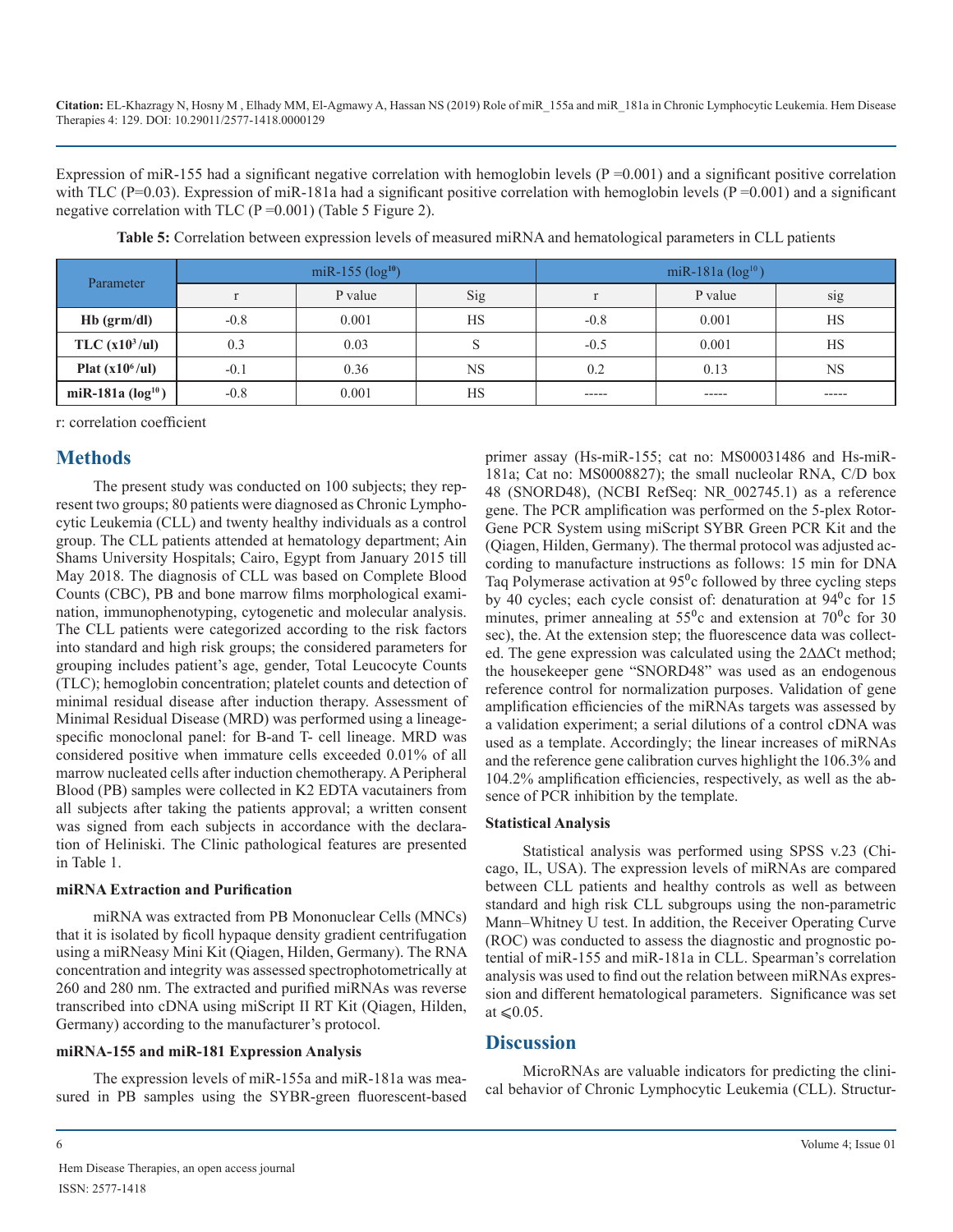Expression of miR-155 had a significant negative correlation with hemoglobin levels (P =0.001) and a significant positive correlation with TLC (P=0.03). Expression of miR-181a had a significant positive correlation with hemoglobin levels (P =0.001) and a significant negative correlation with TLC (P =0.001) (Table 5 Figure 2).

**Table 5:** Correlation between expression levels of measured miRNA and hematological parameters in CLL patients

| Parameter | miR-155 ($log^{10}$) | | | miR-181a ($log^{10}$) | | |
|---|---|---|---|---|---|---|
| | r | P value | Sig | r | P value | sig |
| **Hb (grm/dl)** | -0.8 | 0.001 | HS | -0.8 | 0.001 | HS |
| **TLC ($x10^3$/ul)** | 0.3 | 0.03 | S | -0.5 | 0.001 | HS |
| **Plat ($x10^6$/ul)** | -0.1 | 0.36 | NS | 0.2 | 0.13 | NS |
| **miR-181a ($log^{10}$)** | -0.8 | 0.001 | HS | ----- | ----- | ----- |

r: correlation coefficient

## Methods

The present study was conducted on 100 subjects; they represent two groups; 80 patients were diagnosed as Chronic Lymphocytic Leukemia (CLL) and twenty healthy individuals as a control group. The CLL patients attended at hematology department; Ain Shams University Hospitals; Cairo, Egypt from January 2015 till May 2018. The diagnosis of CLL was based on Complete Blood Counts (CBC), PB and bone marrow films morphological examination, immunophenotyping, cytogenetic and molecular analysis. The CLL patients were categorized according to the risk factors into standard and high risk groups; the considered parameters for grouping includes patient's age, gender, Total Leucocyte Counts (TLC); hemoglobin concentration; platelet counts and detection of minimal residual disease after induction therapy. Assessment of Minimal Residual Disease (MRD) was performed using a lineage-specific monoclonal panel: for B-and T- cell lineage. MRD was considered positive when immature cells exceeded 0.01% of all marrow nucleated cells after induction chemotherapy. A Peripheral Blood (PB) samples were collected in K2 EDTA vacutainers from all subjects after taking the patients approval; a written consent was signed from each subjects in accordance with the declaration of Heliniski. The Clinic pathological features are presented in Table 1.

### miRNA Extraction and Purification

miRNA was extracted from PB Mononuclear Cells (MNCs) that it is isolated by ficoll hypaque density gradient centrifugation using a miRNeasy Mini Kit (Qiagen, Hilden, Germany). The RNA concentration and integrity was assessed spectrophotometrically at 260 and 280 nm. The extracted and purified miRNAs was reverse transcribed into cDNA using miScript II RT Kit (Qiagen, Hilden, Germany) according to the manufacturer's protocol.

### miRNA-155 and miR-181 Expression Analysis

The expression levels of miR-155a and miR-181a was measured in PB samples using the SYBR-green fluorescent-based primer assay (Hs-miR-155; cat no: MS00031486 and Hs-miR-181a; Cat no: MS0008827); the small nucleolar RNA, C/D box 48 (SNORD48), (NCBI RefSeq: NR_002745.1) as a reference gene. The PCR amplification was performed on the 5-plex Rotor-Gene PCR System using miScript SYBR Green PCR Kit and the (Qiagen, Hilden, Germany). The thermal protocol was adjusted according to manufacture instructions as follows: 15 min for DNA Taq Polymerase activation at $95^0$c followed by three cycling steps by 40 cycles; each cycle consist of: denaturation at $94^0$c for 15 minutes, primer annealing at $55^0$c and extension at $70^0$c for 30 sec), the. At the extension step; the fluorescence data was collected. The gene expression was calculated using the 2ΔΔCt method; the housekeeper gene "SNORD48" was used as an endogenous reference control for normalization purposes. Validation of gene amplification efficiencies of the miRNAs targets was assessed by a validation experiment; a serial dilutions of a control cDNA was used as a template. Accordingly; the linear increases of miRNAs and the reference gene calibration curves highlight the 106.3% and 104.2% amplification efficiencies, respectively, as well as the absence of PCR inhibition by the template.

### Statistical Analysis

Statistical analysis was performed using SPSS v.23 (Chicago, IL, USA). The expression levels of miRNAs are compared between CLL patients and healthy controls as well as between standard and high risk CLL subgroups using the non-parametric Mann–Whitney U test. In addition, the Receiver Operating Curve (ROC) was conducted to assess the diagnostic and prognostic potential of miR-155 and miR-181a in CLL. Spearman's correlation analysis was used to find out the relation between miRNAs expression and different hematological parameters. Significance was set at $\leqslant$0.05.

## Discussion

MicroRNAs are valuable indicators for predicting the clinical behavior of Chronic Lymphocytic Leukemia (CLL). Structur-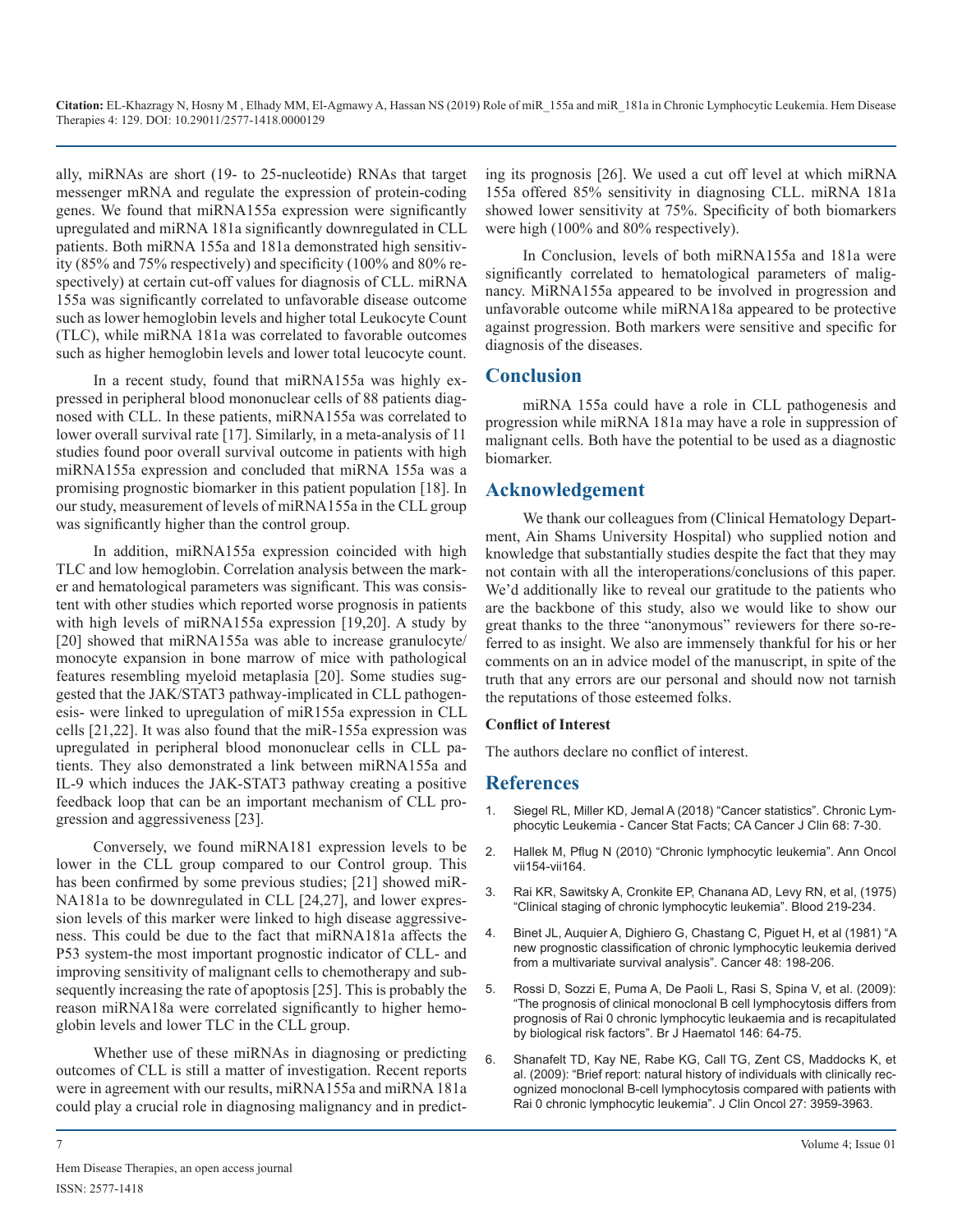ally, miRNAs are short (19- to 25-nucleotide) RNAs that target messenger mRNA and regulate the expression of protein-coding genes. We found that miRNA155a expression were significantly upregulated and miRNA 181a significantly downregulated in CLL patients. Both miRNA 155a and 181a demonstrated high sensitivity (85% and 75% respectively) and specificity (100% and 80% respectively) at certain cut-off values for diagnosis of CLL. miRNA 155a was significantly correlated to unfavorable disease outcome such as lower hemoglobin levels and higher total Leukocyte Count (TLC), while miRNA 181a was correlated to favorable outcomes such as higher hemoglobin levels and lower total leucocyte count.

In a recent study, found that miRNA155a was highly expressed in peripheral blood mononuclear cells of 88 patients diagnosed with CLL. In these patients, miRNA155a was correlated to lower overall survival rate [17]. Similarly, in a meta-analysis of 11 studies found poor overall survival outcome in patients with high miRNA155a expression and concluded that miRNA 155a was a promising prognostic biomarker in this patient population [18]. In our study, measurement of levels of miRNA155a in the CLL group was significantly higher than the control group.

In addition, miRNA155a expression coincided with high TLC and low hemoglobin. Correlation analysis between the marker and hematological parameters was significant. This was consistent with other studies which reported worse prognosis in patients with high levels of miRNA155a expression [19,20]. A study by [20] showed that miRNA155a was able to increase granulocyte/monocyte expansion in bone marrow of mice with pathological features resembling myeloid metaplasia [20]. Some studies suggested that the JAK/STAT3 pathway-implicated in CLL pathogenesis- were linked to upregulation of miR155a expression in CLL cells [21,22]. It was also found that the miR-155a expression was upregulated in peripheral blood mononuclear cells in CLL patients. They also demonstrated a link between miRNA155a and IL-9 which induces the JAK-STAT3 pathway creating a positive feedback loop that can be an important mechanism of CLL progression and aggressiveness [23].

Conversely, we found miRNA181 expression levels to be lower in the CLL group compared to our Control group. This has been confirmed by some previous studies; [21] showed miRNA181a to be downregulated in CLL [24,27], and lower expression levels of this marker were linked to high disease aggressiveness. This could be due to the fact that miRNA181a affects the P53 system-the most important prognostic indicator of CLL- and improving sensitivity of malignant cells to chemotherapy and subsequently increasing the rate of apoptosis [25]. This is probably the reason miRNA18a were correlated significantly to higher hemoglobin levels and lower TLC in the CLL group.

Whether use of these miRNAs in diagnosing or predicting outcomes of CLL is still a matter of investigation. Recent reports were in agreement with our results, miRNA155a and miRNA 181a could play a crucial role in diagnosing malignancy and in predicting its prognosis [26]. We used a cut off level at which miRNA 155a offered 85% sensitivity in diagnosing CLL. miRNA 181a showed lower sensitivity at 75%. Specificity of both biomarkers were high (100% and 80% respectively).

In Conclusion, levels of both miRNA155a and 181a were significantly correlated to hematological parameters of malignancy. MiRNA155a appeared to be involved in progression and unfavorable outcome while miRNA18a appeared to be protective against progression. Both markers were sensitive and specific for diagnosis of the diseases.

## Conclusion

miRNA 155a could have a role in CLL pathogenesis and progression while miRNA 181a may have a role in suppression of malignant cells. Both have the potential to be used as a diagnostic biomarker.

## Acknowledgement

We thank our colleagues from (Clinical Hematology Department, Ain Shams University Hospital) who supplied notion and knowledge that substantially studies despite the fact that they may not contain with all the interoperations/conclusions of this paper. We'd additionally like to reveal our gratitude to the patients who are the backbone of this study, also we would like to show our great thanks to the three "anonymous" reviewers for there so-referred to as insight. We also are immensely thankful for his or her comments on an in advice model of the manuscript, in spite of the truth that any errors are our personal and should now not tarnish the reputations of those esteemed folks.

### Conflict of Interest

The authors declare no conflict of interest.

## References

1. Siegel RL, Miller KD, Jemal A (2018) "Cancer statistics". Chronic Lymphocytic Leukemia - Cancer Stat Facts; CA Cancer J Clin 68: 7-30.
2. Hallek M, Pflug N (2010) "Chronic lymphocytic leukemia". Ann Oncol vii154-vii164.
3. Rai KR, Sawitsky A, Cronkite EP, Chanana AD, Levy RN, et al, (1975) "Clinical staging of chronic lymphocytic leukemia". Blood 219-234.
4. Binet JL, Auquier A, Dighiero G, Chastang C, Piguet H, et al (1981) "A new prognostic classification of chronic lymphocytic leukemia derived from a multivariate survival analysis". Cancer 48: 198-206.
5. Rossi D, Sozzi E, Puma A, De Paoli L, Rasi S, Spina V, et al. (2009): "The prognosis of clinical monoclonal B cell lymphocytosis differs from prognosis of Rai 0 chronic lymphocytic leukaemia and is recapitulated by biological risk factors". Br J Haematol 146: 64-75.
6. Shanafelt TD, Kay NE, Rabe KG, Call TG, Zent CS, Maddocks K, et al. (2009): "Brief report: natural history of individuals with clinically recognized monoclonal B-cell lymphocytosis compared with patients with Rai 0 chronic lymphocytic leukemia". J Clin Oncol 27: 3959-3963.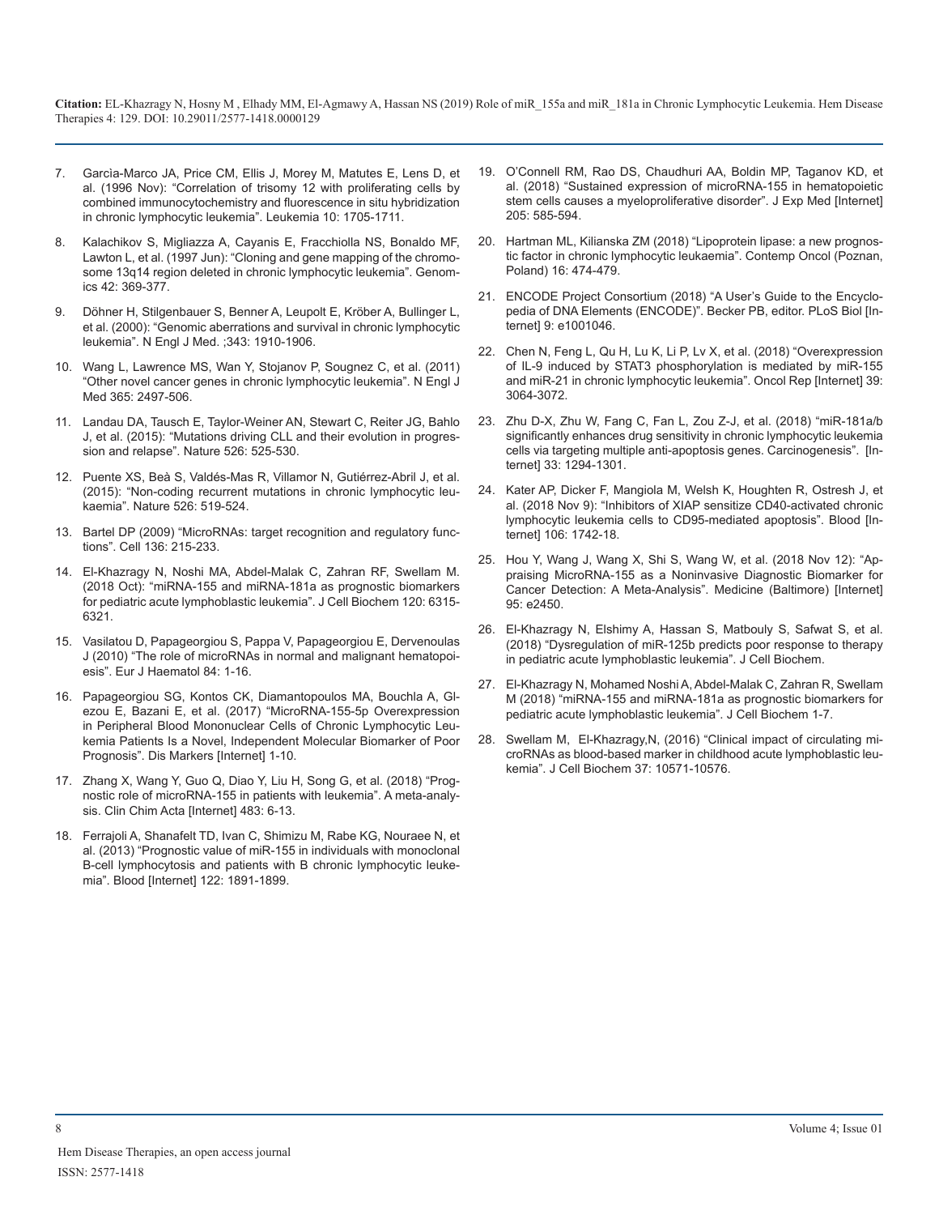7. Garcìa-Marco JA, Price CM, Ellis J, Morey M, Matutes E, Lens D, et al. (1996 Nov): "Correlation of trisomy 12 with proliferating cells by combined immunocytochemistry and fluorescence in situ hybridization in chronic lymphocytic leukemia". Leukemia 10: 1705-1711.

8. Kalachikov S, Migliazza A, Cayanis E, Fracchiolla NS, Bonaldo MF, Lawton L, et al. (1997 Jun): "Cloning and gene mapping of the chromosome 13q14 region deleted in chronic lymphocytic leukemia". Genomics 42: 369-377.

9. Döhner H, Stilgenbauer S, Benner A, Leupolt E, Kröber A, Bullinger L, et al. (2000): "Genomic aberrations and survival in chronic lymphocytic leukemia". N Engl J Med. ;343: 1910-1906.

10. Wang L, Lawrence MS, Wan Y, Stojanov P, Sougnez C, et al. (2011) "Other novel cancer genes in chronic lymphocytic leukemia". N Engl J Med 365: 2497-506.

11. Landau DA, Tausch E, Taylor-Weiner AN, Stewart C, Reiter JG, Bahlo J, et al. (2015): "Mutations driving CLL and their evolution in progression and relapse". Nature 526: 525-530.

12. Puente XS, Beà S, Valdés-Mas R, Villamor N, Gutiérrez-Abril J, et al. (2015): "Non-coding recurrent mutations in chronic lymphocytic leukaemia". Nature 526: 519-524.

13. Bartel DP (2009) "MicroRNAs: target recognition and regulatory functions". Cell 136: 215-233.

14. El-Khazragy N, Noshi MA, Abdel-Malak C, Zahran RF, Swellam M. (2018 Oct): "miRNA-155 and miRNA-181a as prognostic biomarkers for pediatric acute lymphoblastic leukemia". J Cell Biochem 120: 6315-6321.

15. Vasilatou D, Papageorgiou S, Pappa V, Papageorgiou E, Dervenoulas J (2010) "The role of microRNAs in normal and malignant hematopoiesis". Eur J Haematol 84: 1-16.

16. Papageorgiou SG, Kontos CK, Diamantopoulos MA, Bouchla A, Glezou E, Bazani E, et al. (2017) "MicroRNA-155-5p Overexpression in Peripheral Blood Mononuclear Cells of Chronic Lymphocytic Leukemia Patients Is a Novel, Independent Molecular Biomarker of Poor Prognosis". Dis Markers [Internet] 1-10.

17. Zhang X, Wang Y, Guo Q, Diao Y, Liu H, Song G, et al. (2018) "Prognostic role of microRNA-155 in patients with leukemia". A meta-analysis. Clin Chim Acta [Internet] 483: 6-13.

18. Ferrajoli A, Shanafelt TD, Ivan C, Shimizu M, Rabe KG, Nouraee N, et al. (2013) "Prognostic value of miR-155 in individuals with monoclonal B-cell lymphocytosis and patients with B chronic lymphocytic leukemia". Blood [Internet] 122: 1891-1899.

19. O'Connell RM, Rao DS, Chaudhuri AA, Boldin MP, Taganov KD, et al. (2018) "Sustained expression of microRNA-155 in hematopoietic stem cells causes a myeloproliferative disorder". J Exp Med [Internet] 205: 585-594.

20. Hartman ML, Kilianska ZM (2018) "Lipoprotein lipase: a new prognostic factor in chronic lymphocytic leukaemia". Contemp Oncol (Poznan, Poland) 16: 474-479.

21. ENCODE Project Consortium (2018) "A User's Guide to the Encyclopedia of DNA Elements (ENCODE)". Becker PB, editor. PLoS Biol [Internet] 9: e1001046.

22. Chen N, Feng L, Qu H, Lu K, Li P, Lv X, et al. (2018) "Overexpression of IL-9 induced by STAT3 phosphorylation is mediated by miR-155 and miR-21 in chronic lymphocytic leukemia". Oncol Rep [Internet] 39: 3064-3072.

23. Zhu D-X, Zhu W, Fang C, Fan L, Zou Z-J, et al. (2018) "miR-181a/b significantly enhances drug sensitivity in chronic lymphocytic leukemia cells via targeting multiple anti-apoptosis genes. Carcinogenesis". [Internet] 33: 1294-1301.

24. Kater AP, Dicker F, Mangiola M, Welsh K, Houghten R, Ostresh J, et al. (2018 Nov 9): "Inhibitors of XIAP sensitize CD40-activated chronic lymphocytic leukemia cells to CD95-mediated apoptosis". Blood [Internet] 106: 1742-18.

25. Hou Y, Wang J, Wang X, Shi S, Wang W, et al. (2018 Nov 12): "Appraising MicroRNA-155 as a Noninvasive Diagnostic Biomarker for Cancer Detection: A Meta-Analysis". Medicine (Baltimore) [Internet] 95: e2450.

26. El-Khazragy N, Elshimy A, Hassan S, Matbouly S, Safwat S, et al. (2018) "Dysregulation of miR-125b predicts poor response to therapy in pediatric acute lymphoblastic leukemia". J Cell Biochem.

27. El-Khazragy N, Mohamed Noshi A, Abdel-Malak C, Zahran R, Swellam M (2018) "miRNA-155 and miRNA-181a as prognostic biomarkers for pediatric acute lymphoblastic leukemia". J Cell Biochem 1-7.

28. Swellam M, El-Khazragy,N, (2016) "Clinical impact of circulating microRNAs as blood-based marker in childhood acute lymphoblastic leukemia". J Cell Biochem 37: 10571-10576.